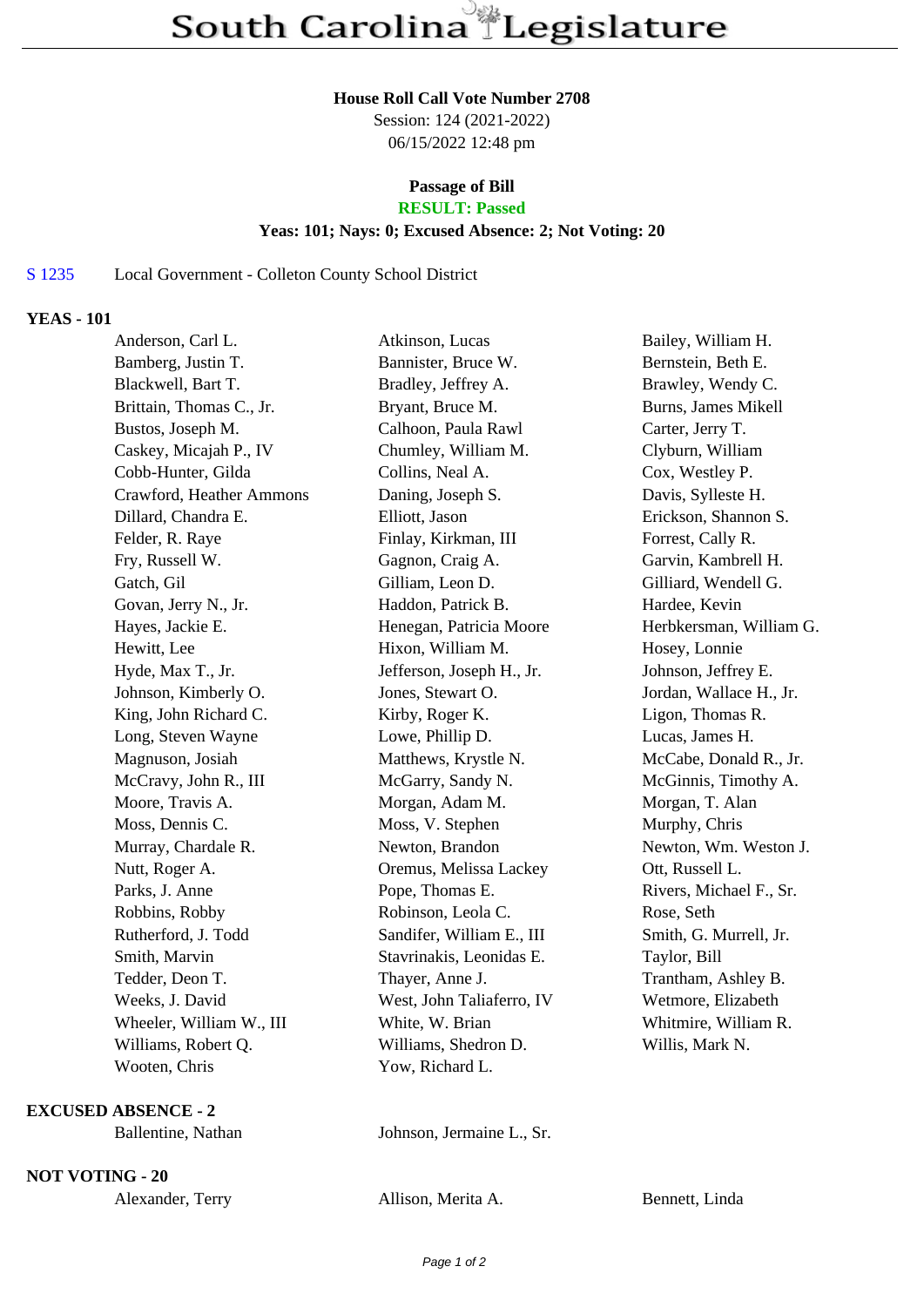# South Carolina Legislature

**House Roll Call Vote Number 2708**
Session: 124 (2021-2022)
06/15/2022 12:48 pm

**Passage of Bill**
**RESULT: Passed**
**Yeas: 101; Nays: 0; Excused Absence: 2; Not Voting: 20**

S 1235 Local Government - Colleton County School District

**YEAS - 101**

| | | |
|---|---|---|
| Anderson, Carl L. | Atkinson, Lucas | Bailey, William H. |
| Bamberg, Justin T. | Bannister, Bruce W. | Bernstein, Beth E. |
| Blackwell, Bart T. | Bradley, Jeffrey A. | Brawley, Wendy C. |
| Brittain, Thomas C., Jr. | Bryant, Bruce M. | Burns, James Mikell |
| Bustos, Joseph M. | Calhoon, Paula Rawl | Carter, Jerry T. |
| Caskey, Micajah P., IV | Chumley, William M. | Clyburn, William |
| Cobb-Hunter, Gilda | Collins, Neal A. | Cox, Westley P. |
| Crawford, Heather Ammons | Daning, Joseph S. | Davis, Sylleste H. |
| Dillard, Chandra E. | Elliott, Jason | Erickson, Shannon S. |
| Felder, R. Raye | Finlay, Kirkman, III | Forrest, Cally R. |
| Fry, Russell W. | Gagnon, Craig A. | Garvin, Kambrell H. |
| Gatch, Gil | Gilliam, Leon D. | Gilliard, Wendell G. |
| Govan, Jerry N., Jr. | Haddon, Patrick B. | Hardee, Kevin |
| Hayes, Jackie E. | Henegan, Patricia Moore | Herbkersman, William G. |
| Hewitt, Lee | Hixon, William M. | Hosey, Lonnie |
| Hyde, Max T., Jr. | Jefferson, Joseph H., Jr. | Johnson, Jeffrey E. |
| Johnson, Kimberly O. | Jones, Stewart O. | Jordan, Wallace H., Jr. |
| King, John Richard C. | Kirby, Roger K. | Ligon, Thomas R. |
| Long, Steven Wayne | Lowe, Phillip D. | Lucas, James H. |
| Magnuson, Josiah | Matthews, Krystle N. | McCabe, Donald R., Jr. |
| McCravy, John R., III | McGarry, Sandy N. | McGinnis, Timothy A. |
| Moore, Travis A. | Morgan, Adam M. | Morgan, T. Alan |
| Moss, Dennis C. | Moss, V. Stephen | Murphy, Chris |
| Murray, Chardale R. | Newton, Brandon | Newton, Wm. Weston J. |
| Nutt, Roger A. | Oremus, Melissa Lackey | Ott, Russell L. |
| Parks, J. Anne | Pope, Thomas E. | Rivers, Michael F., Sr. |
| Robbins, Robby | Robinson, Leola C. | Rose, Seth |
| Rutherford, J. Todd | Sandifer, William E., III | Smith, G. Murrell, Jr. |
| Smith, Marvin | Stavrinakis, Leonidas E. | Taylor, Bill |
| Tedder, Deon T. | Thayer, Anne J. | Trantham, Ashley B. |
| Weeks, J. David | West, John Taliaferro, IV | Wetmore, Elizabeth |
| Wheeler, William W., III | White, W. Brian | Whitmire, William R. |
| Williams, Robert Q. | Williams, Shedron D. | Willis, Mark N. |
| Wooten, Chris | Yow, Richard L. | |

**EXCUSED ABSENCE - 2**

| | |
|---|---|
| Ballentine, Nathan | Johnson, Jermaine L., Sr. |

**NOT VOTING - 20**

| | | |
|---|---|---|
| Alexander, Terry | Allison, Merita A. | Bennett, Linda |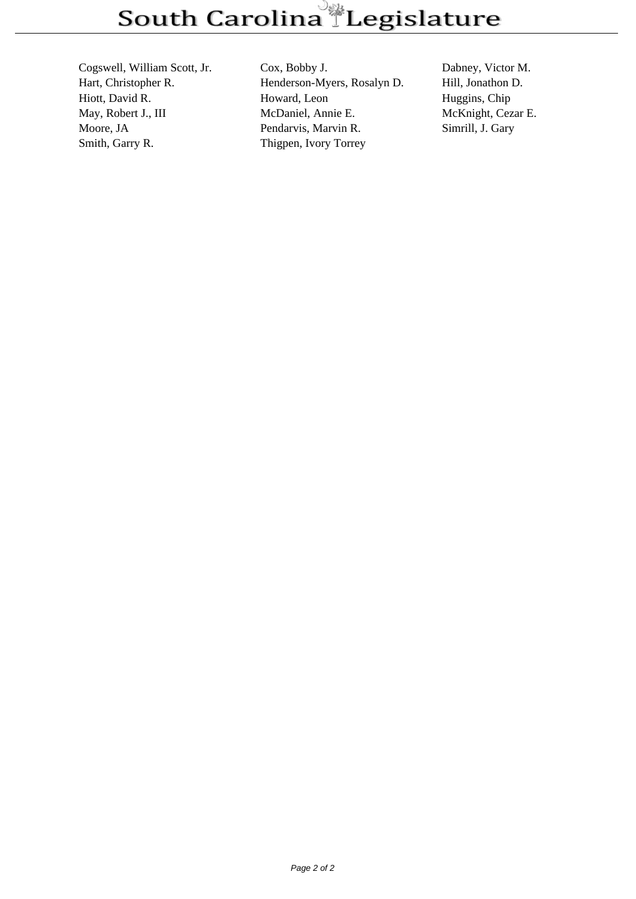Cogswell, William Scott, Jr.
Cox, Bobby J.
Dabney, Victor M.
Hart, Christopher R.
Henderson-Myers, Rosalyn D.
Hill, Jonathon D.
Hiott, David R.
Howard, Leon
Huggins, Chip
May, Robert J., III
McDaniel, Annie E.
McKnight, Cezar E.
Moore, JA
Pendarvis, Marvin R.
Simrill, J. Gary
Smith, Garry R.
Thigpen, Ivory Torrey